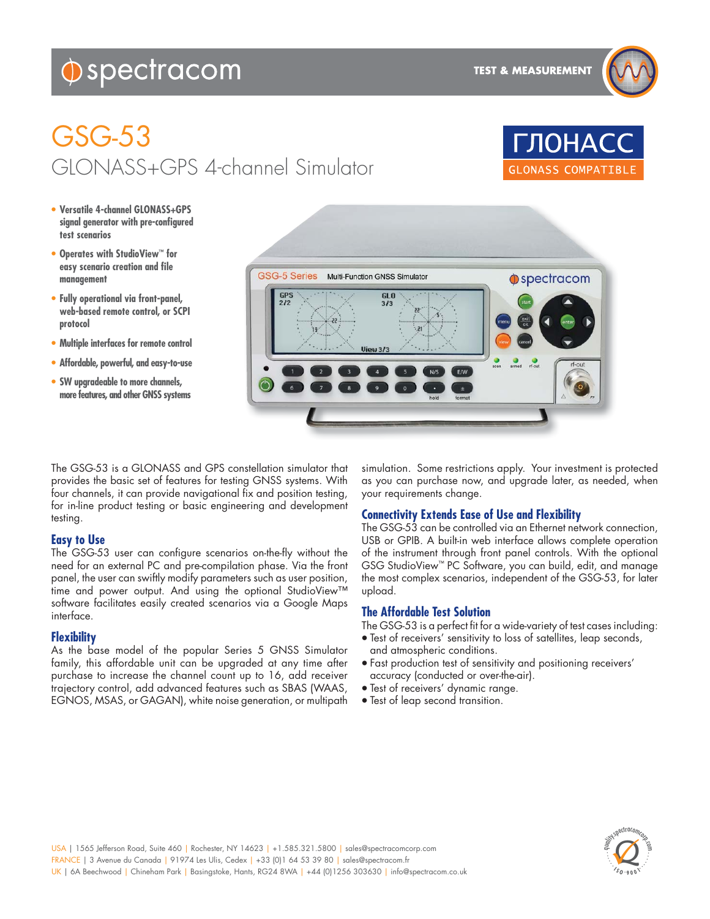# GSG-53

## GLONASS+GPS 4-channel Simulator

ГЛОНАСС
GLONASS COMPATIBLE

- **Versatile 4-channel GLONASS+GPS signal generator with pre-configured test scenarios**
- **Operates with StudioView™ for easy scenario creation and file management**
- **Fully operational via front-panel, web-based remote control, or SCPI protocol**
- **Multiple interfaces for remote control**
- **Affordable, powerful, and easy-to-use**
- **SW upgradeable to more channels, more features, and other GNSS systems**

The GSG-53 is a GLONASS and GPS constellation simulator that provides the basic set of features for testing GNSS systems. With four channels, it can provide navigational fix and position testing, for in-line product testing or basic engineering and development testing.

### Easy to Use

The GSG-53 user can configure scenarios on-the-fly without the need for an external PC and pre-compilation phase. Via the front panel, the user can swiftly modify parameters such as user position, time and power output. And using the optional StudioView™ software facilitates easily created scenarios via a Google Maps interface.

### Flexibility

As the base model of the popular Series 5 GNSS Simulator family, this affordable unit can be upgraded at any time after purchase to increase the channel count up to 16, add receiver trajectory control, add advanced features such as SBAS (WAAS, EGNOS, MSAS, or GAGAN), white noise generation, or multipath simulation. Some restrictions apply. Your investment is protected as you can purchase now, and upgrade later, as needed, when your requirements change.

### Connectivity Extends Ease of Use and Flexibility

The GSG-53 can be controlled via an Ethernet network connection, USB or GPIB. A built-in web interface allows complete operation of the instrument through front panel controls. With the optional GSG StudioView™ PC Software, you can build, edit, and manage the most complex scenarios, independent of the GSG-53, for later upload.

### The Affordable Test Solution

The GSG-53 is a perfect fit for a wide-variety of test cases including:

- Test of receivers' sensitivity to loss of satellites, leap seconds, and atmospheric conditions.
- Fast production test of sensitivity and positioning receivers' accuracy (conducted or over-the-air).
- Test of receivers' dynamic range.
- Test of leap second transition.

USA | 1565 Jefferson Road, Suite 460 | Rochester, NY 14623 | +1.585.321.5800 | sales@spectracomcorp.com
FRANCE | 3 Avenue du Canada | 91974 Les Ulis, Cedex | +33 (0)1 64 53 39 80 | sales@spectracom.fr
UK | 6A Beechwood | Chineham Park | Basingstoke, Hants, RG24 8WA | +44 (0)1256 303630 | info@spectracom.co.uk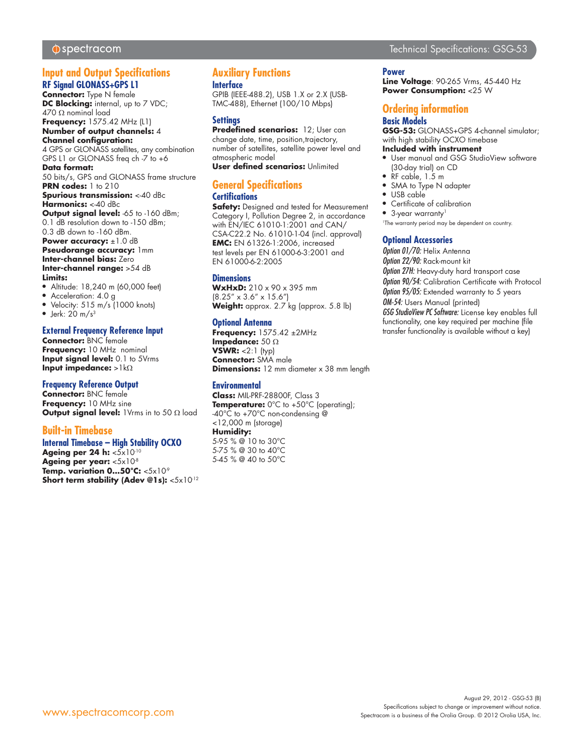# Input and Output Specifications

## RF Signal GLONASS+GPS L1

**Connector:** Type N female
**DC Blocking:** internal, up to 7 VDC; 470 Ω nominal load
**Frequency:** 1575.42 MHz (L1)
**Number of output channels:** 4
**Channel configuration:**
4 GPS or GLONASS satellites, any combination GPS L1 or GLONASS freq ch -7 to +6
**Data format:**
50 bits/s, GPS and GLONASS frame structure
**PRN codes:** 1 to 210
**Spurious transmission:** <-40 dBc
**Harmonics:** <-40 dBc
**Output signal level:** -65 to -160 dBm; 0.1 dB resolution down to -150 dBm; 0.3 dB down to -160 dBm.
**Power accuracy:** ±1.0 dB
**Pseudorange accuracy:** 1mm
**Inter-channel bias:** Zero
**Inter-channel range:** >54 dB
**Limits:**

- Altitude: 18,240 m (60,000 feet)
- Acceleration: 4.0 g
- Velocity: 515 m/s (1000 knots)
- Jerk: 20 $m/s^3$

## External Frequency Reference Input

**Connector:** BNC female
**Frequency:** 10 MHz nominal
**Input signal level:** 0.1 to 5Vrms
**Input impedance:** >1kΩ

## Frequency Reference Output

**Connector:** BNC female
**Frequency:** 10 MHz sine
**Output signal level:** 1Vrms in to 50 Ω load

# Built-in Timebase

## Internal Timebase – High Stability OCXO

**Ageing per 24 h:** $<5x10^{-10}$
**Ageing per year:** $<5x10^{-8}$
**Temp. variation 0...50°C:** $<5x10^{-9}$
**Short term stability (Adev @1s):** $<5x10^{-12}$

# Auxiliary Functions

## Interface

GPIB (IEEE-488.2), USB 1.X or 2.X (USB-TMC-488), Ethernet (100/10 Mbps)

## Settings

**Predefined scenarios:** 12; User can change date, time, position,trajectory, number of satellites, satellite power level and atmospheric model
**User defined scenarios:** Unlimited

# General Specifications

## Certifications

**Safety:** Designed and tested for Measurement Category I, Pollution Degree 2, in accordance with EN/IEC 61010-1:2001 and CAN/CSA-C22.2 No. 61010-1-04 (incl. approval)
**EMC:** EN 61326-1:2006, increased test levels per EN 61000-6-3:2001 and EN 61000-6-2:2005

## Dimensions

**WxHxD:** 210 x 90 x 395 mm (8.25" x 3.6" x 15.6")
**Weight:** approx. 2.7 kg (approx. 5.8 lb)

## Optional Antenna

**Frequency:** 1575.42 ±2MHz
**Impedance:** 50 Ω
**VSWR:** <2:1 (typ)
**Connector:** SMA male
**Dimensions:** 12 mm diameter x 38 mm length

## Environmental

**Class:** MIL-PRF-28800F, Class 3
**Temperature:** 0°C to +50°C (operating); -40°C to +70°C non-condensing @ <12,000 m (storage)
**Humidity:**
5-95 % @ 10 to 30°C
5-75 % @ 30 to 40°C
5-45 % @ 40 to 50°C

## Power

**Line Voltage**: 90-265 Vrms, 45-440 Hz
**Power Consumption:** <25 W

# Ordering information

## Basic Models

**GSG-53:** GLONASS+GPS 4-channel simulator; with high stability OCXO timebase
**Included with instrument**

- User manual and GSG StudioView software (30-day trial) on CD
- RF cable, 1.5 m
- SMA to Type N adapter
- USB cable
- Certificate of calibration
- 3-year warranty[1]

[1]The warranty period may be dependent on country.

## Optional Accessories

*Option 01/70:* Helix Antenna
*Option 22/90:* Rack-mount kit
*Option 27H:* Heavy-duty hard transport case
*Option 90/54:* Calibration Certificate with Protocol
*Option 95/05:* Extended warranty to 5 years
*OM-54:* Users Manual (printed)
*GSG StudioView PC Software:* License key enables full functionality, one key required per machine (file transfer functionality is available without a key)

August 29, 2012 - GSG-53 (B)
Specifications subject to change or improvement without notice.
Spectracom is a business of the Orolia Group. © 2012 Orolia USA, Inc.

www.spectracomcorp.com